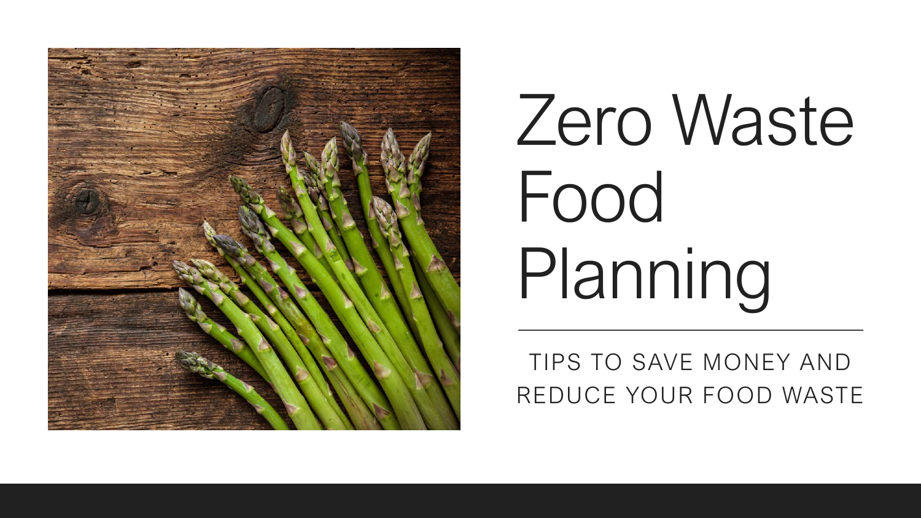# Zero Waste Food Planning

TIPS TO SAVE MONEY AND REDUCE YOUR FOOD WASTE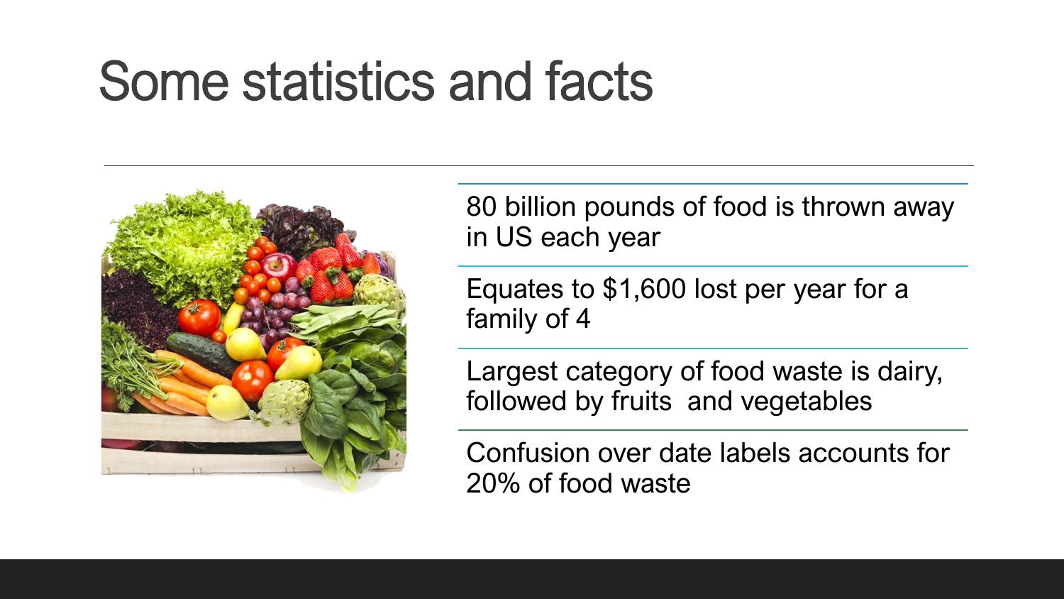# Some statistics and facts

- 80 billion pounds of food is thrown away in US each year
- Equates to $1,600 lost per year for a family of 4
- Largest category of food waste is dairy, followed by fruits and vegetables
- Confusion over date labels accounts for 20% of food waste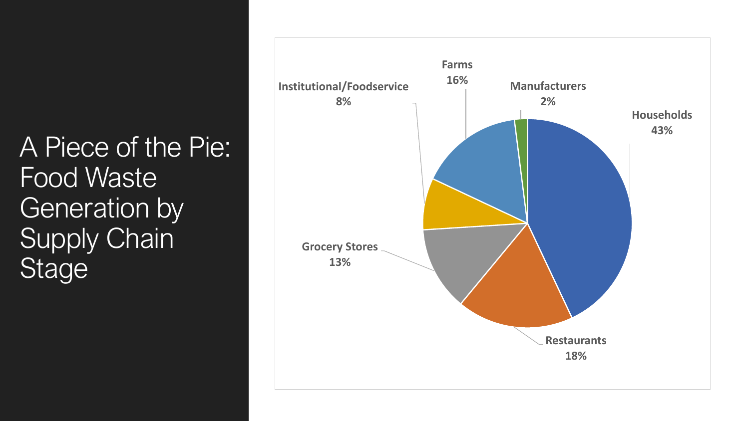# A Piece of the Pie: Food Waste Generation by Supply Chain Stage

| Supply Chain Stage | Share |
| --- | --- |
| Households | 43% |
| Restaurants | 18% |
| Grocery Stores | 13% |
| Institutional/Foodservice | 8% |
| Farms | 16% |
| Manufacturers | 2% |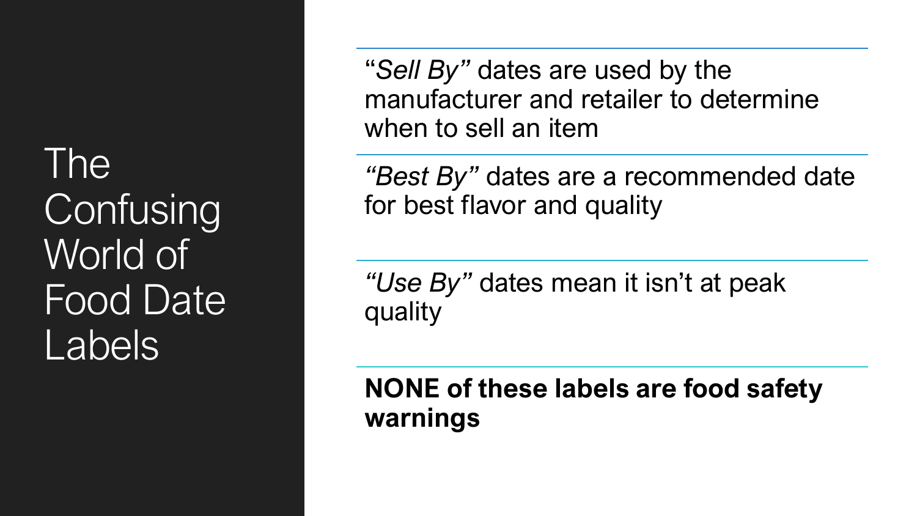# The Confusing World of Food Date Labels

"*Sell By"* dates are used by the manufacturer and retailer to determine when to sell an item

*"Best By"* dates are a recommended date for best flavor and quality

*"Use By"* dates mean it isn't at peak quality

**NONE of these labels are food safety warnings**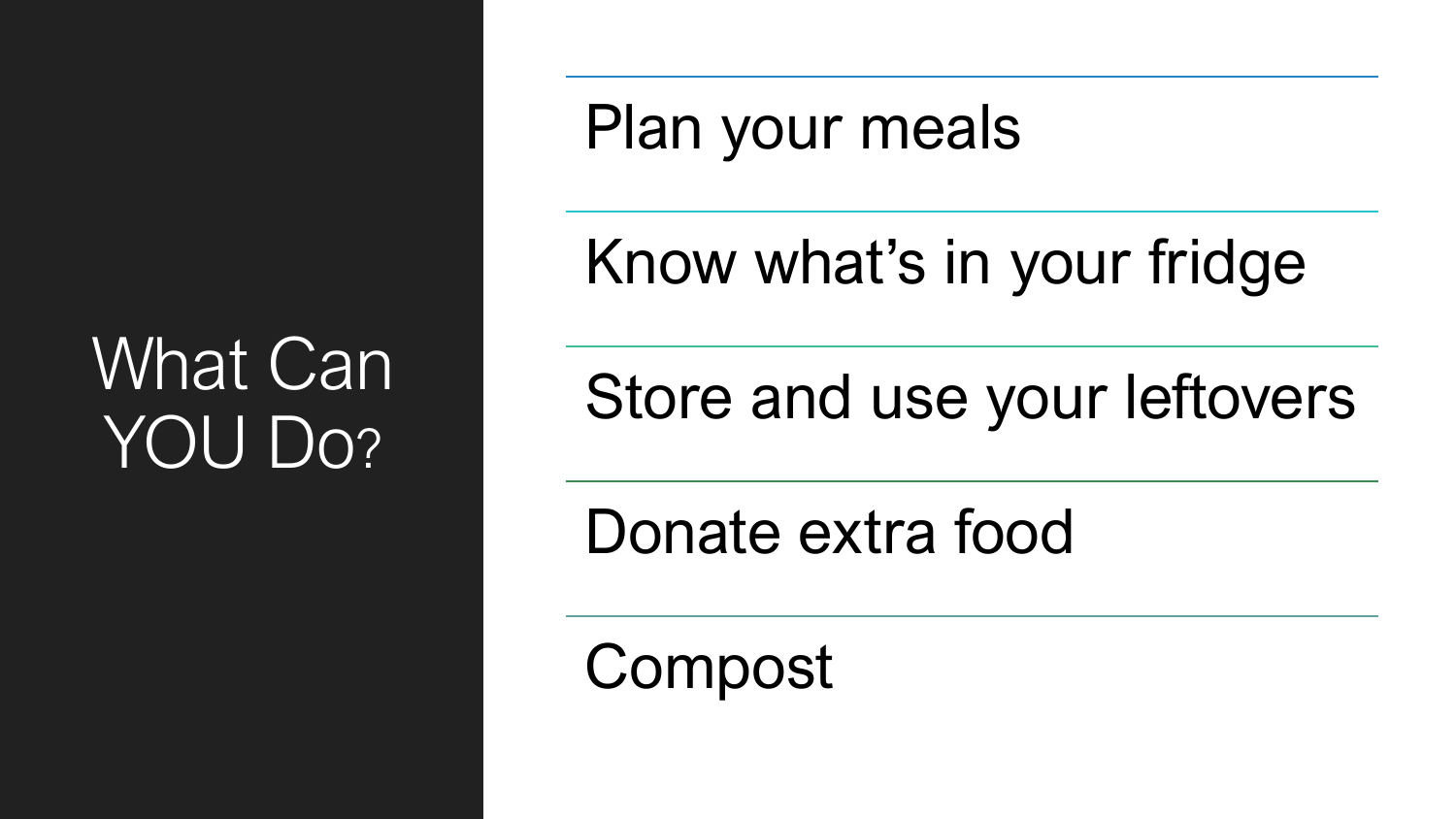# What Can YOU Do?

- Plan your meals
- Know what’s in your fridge
- Store and use your leftovers
- Donate extra food
- Compost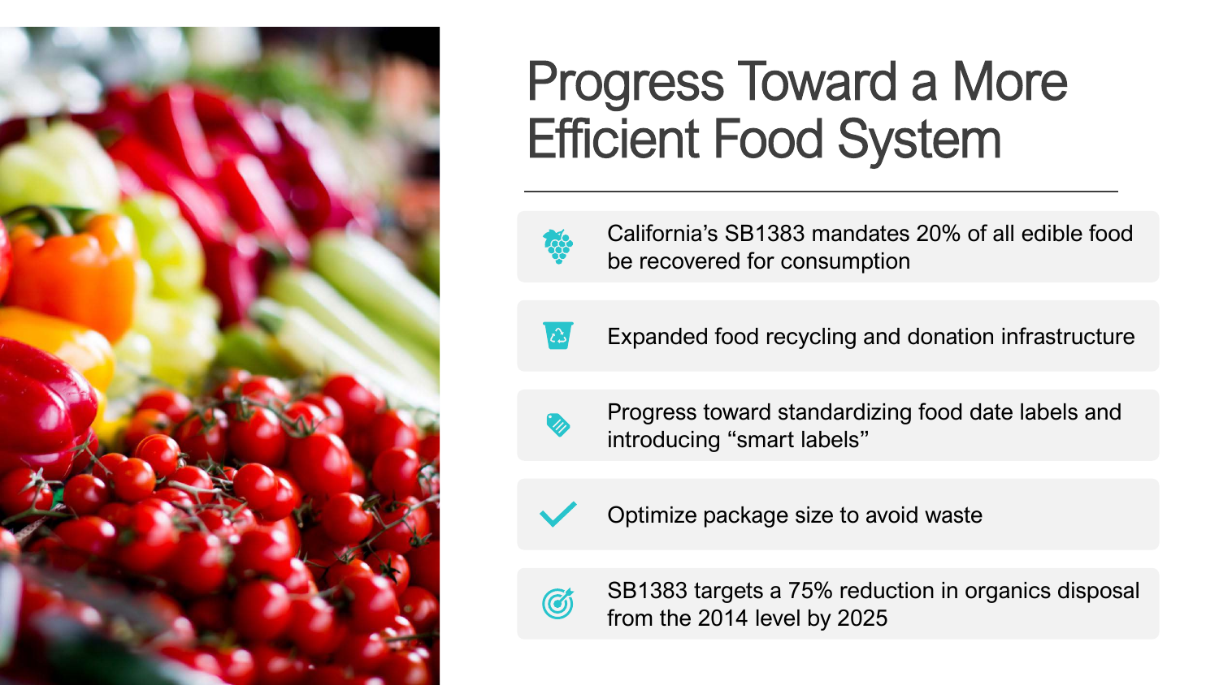# Progress Toward a More Efficient Food System

- California's SB1383 mandates 20% of all edible food be recovered for consumption
- Expanded food recycling and donation infrastructure
- Progress toward standardizing food date labels and introducing "smart labels"
- Optimize package size to avoid waste
- SB1383 targets a 75% reduction in organics disposal from the 2014 level by 2025